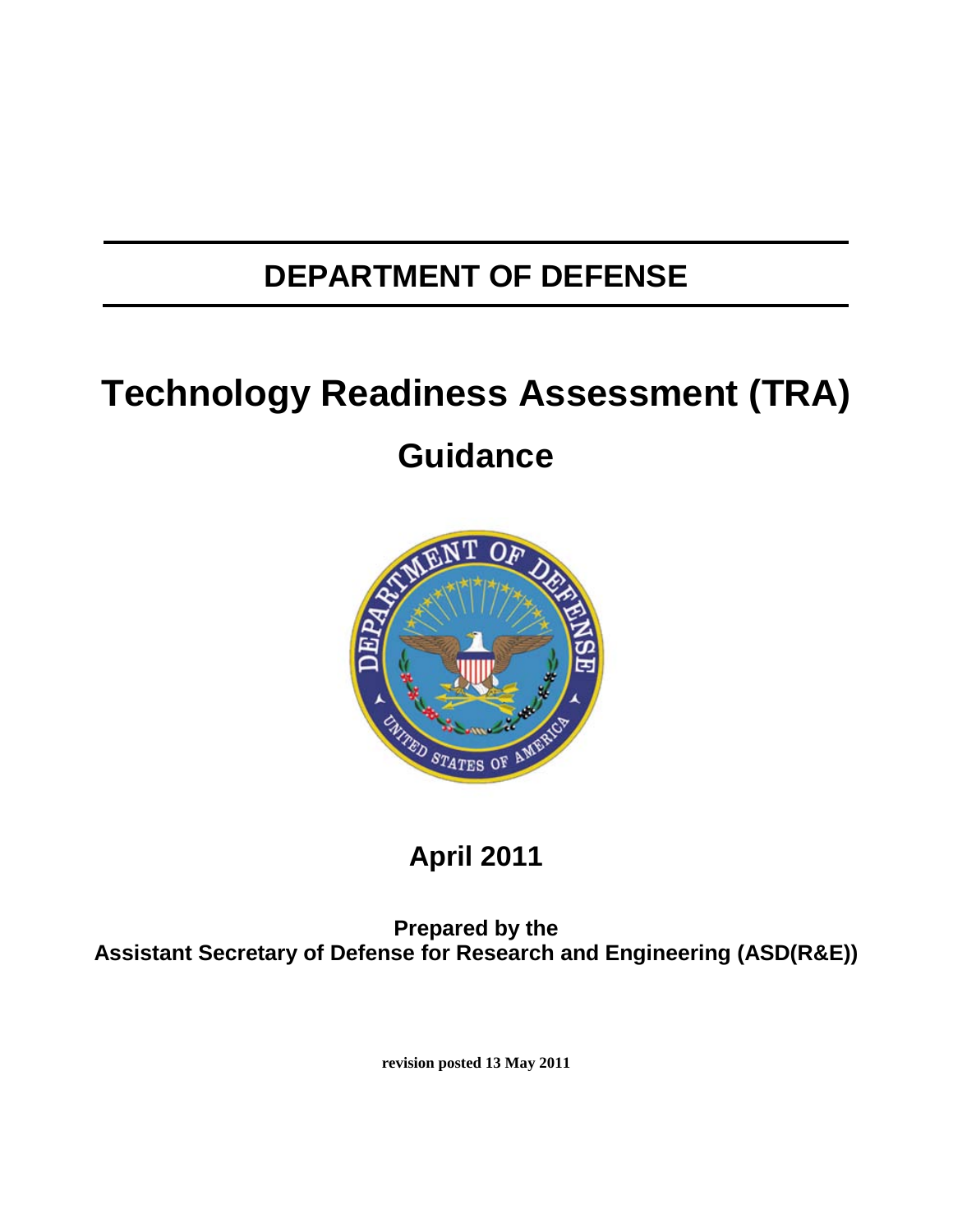# DEPARTMENT OF DEFENSE

# Technology Readiness Assessment (TRA)

## Guidance

**April 2011**

**Prepared by the**
**Assistant Secretary of Defense for Research and Engineering (ASD(R&E))**

**revision posted 13 May 2011**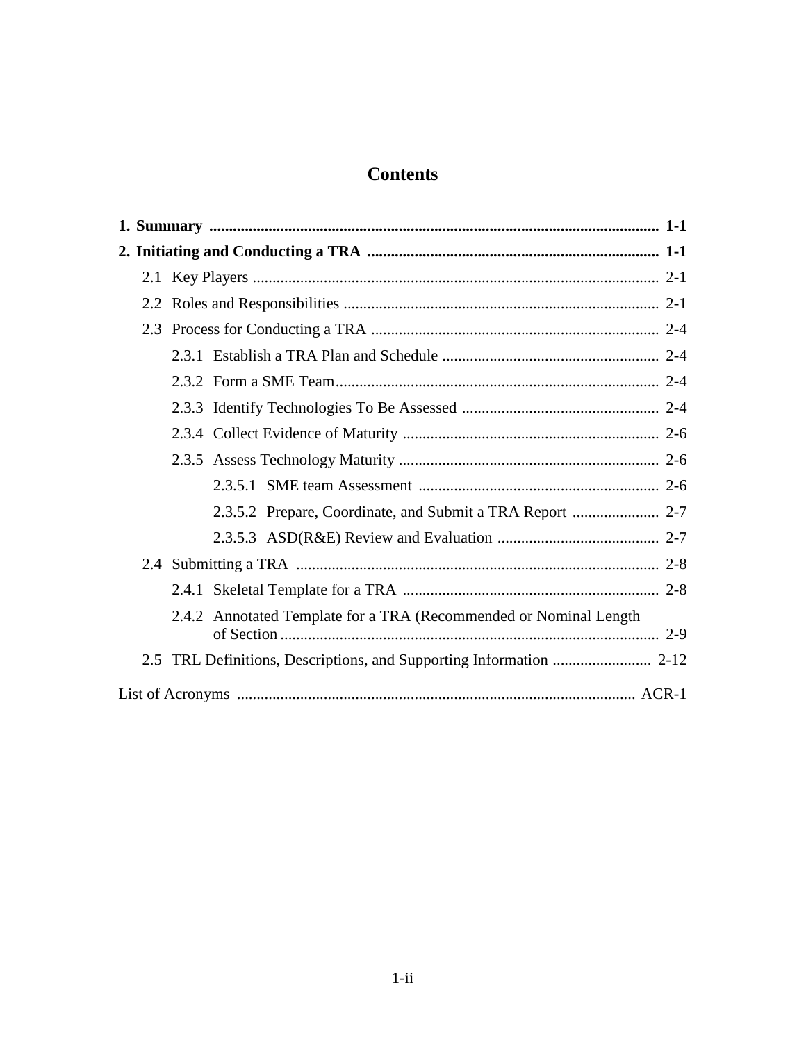# Contents

**1. Summary .................................................................................................................. 1-1**

**2. Initiating and Conducting a TRA ........................................................................ 1-1**

- 2.1 Key Players ...................................................................................................... 2-1
- 2.2 Roles and Responsibilities ............................................................................... 2-1
- 2.3 Process for Conducting a TRA ........................................................................ 2-4
  - 2.3.1 Establish a TRA Plan and Schedule ...................................................... 2-4
  - 2.3.2 Form a SME Team................................................................................. 2-4
  - 2.3.3 Identify Technologies To Be Assessed .................................................. 2-4
  - 2.3.4 Collect Evidence of Maturity ................................................................. 2-6
  - 2.3.5 Assess Technology Maturity .................................................................. 2-6
    - 2.3.5.1 SME team Assessment ............................................................. 2-6
    - 2.3.5.2 Prepare, Coordinate, and Submit a TRA Report ...................... 2-7
    - 2.3.5.3 ASD(R&E) Review and Evaluation ......................................... 2-7
- 2.4 Submitting a TRA ........................................................................................... 2-8
  - 2.4.1 Skeletal Template for a TRA ................................................................. 2-8
  - 2.4.2 Annotated Template for a TRA (Recommended or Nominal Length of Section ............................................................................................... 2-9
- 2.5 TRL Definitions, Descriptions, and Supporting Information ......................... 2-12

List of Acronyms .................................................................................................... ACR-1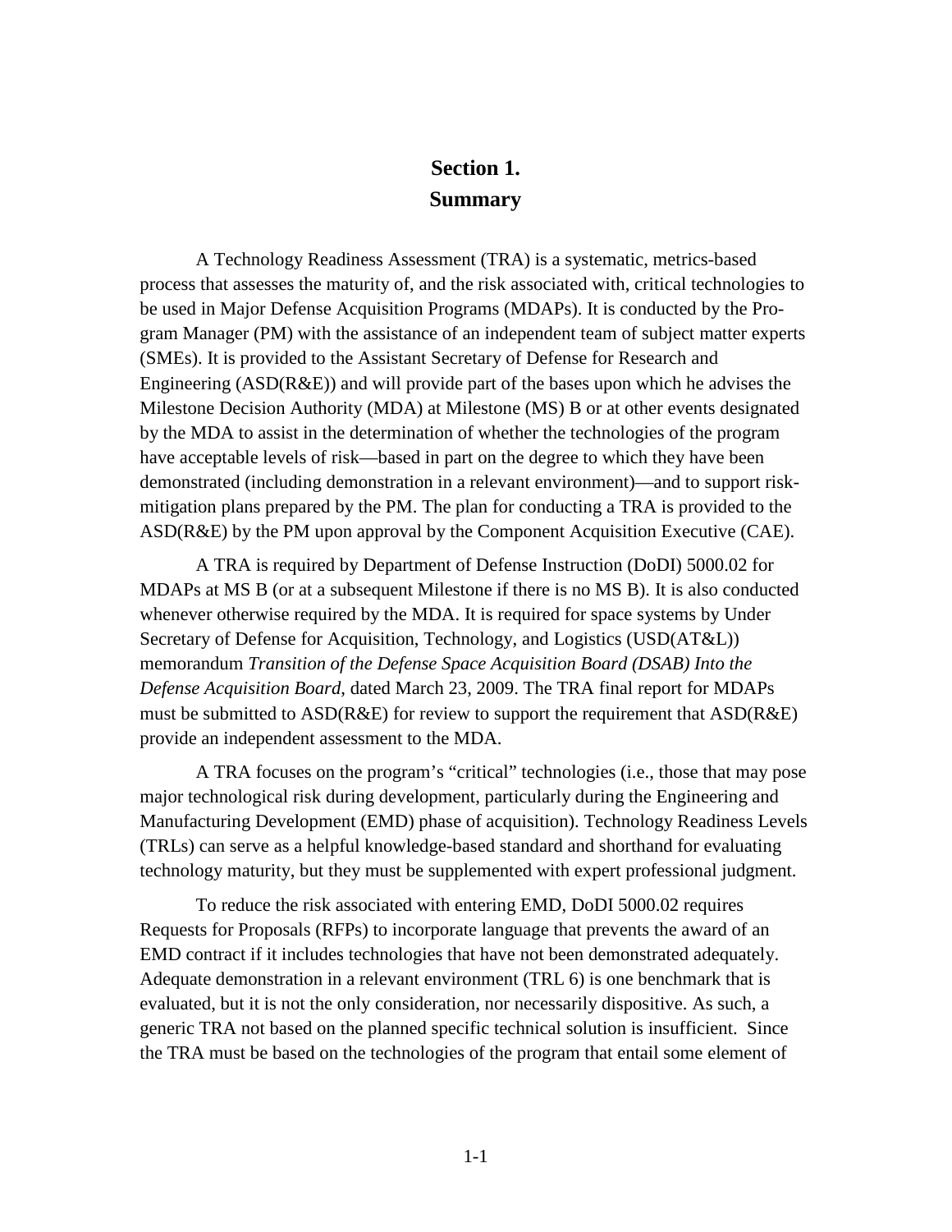# Section 1.
# Summary

A Technology Readiness Assessment (TRA) is a systematic, metrics-based process that assesses the maturity of, and the risk associated with, critical technologies to be used in Major Defense Acquisition Programs (MDAPs). It is conducted by the Program Manager (PM) with the assistance of an independent team of subject matter experts (SMEs). It is provided to the Assistant Secretary of Defense for Research and Engineering (ASD(R&E)) and will provide part of the bases upon which he advises the Milestone Decision Authority (MDA) at Milestone (MS) B or at other events designated by the MDA to assist in the determination of whether the technologies of the program have acceptable levels of risk—based in part on the degree to which they have been demonstrated (including demonstration in a relevant environment)—and to support risk-mitigation plans prepared by the PM. The plan for conducting a TRA is provided to the ASD(R&E) by the PM upon approval by the Component Acquisition Executive (CAE).

A TRA is required by Department of Defense Instruction (DoDI) 5000.02 for MDAPs at MS B (or at a subsequent Milestone if there is no MS B). It is also conducted whenever otherwise required by the MDA. It is required for space systems by Under Secretary of Defense for Acquisition, Technology, and Logistics (USD(AT&L)) memorandum *Transition of the Defense Space Acquisition Board (DSAB) Into the Defense Acquisition Board*, dated March 23, 2009. The TRA final report for MDAPs must be submitted to ASD(R&E) for review to support the requirement that ASD(R&E) provide an independent assessment to the MDA.

A TRA focuses on the program's "critical" technologies (i.e., those that may pose major technological risk during development, particularly during the Engineering and Manufacturing Development (EMD) phase of acquisition). Technology Readiness Levels (TRLs) can serve as a helpful knowledge-based standard and shorthand for evaluating technology maturity, but they must be supplemented with expert professional judgment.

To reduce the risk associated with entering EMD, DoDI 5000.02 requires Requests for Proposals (RFPs) to incorporate language that prevents the award of an EMD contract if it includes technologies that have not been demonstrated adequately. Adequate demonstration in a relevant environment (TRL 6) is one benchmark that is evaluated, but it is not the only consideration, nor necessarily dispositive. As such, a generic TRA not based on the planned specific technical solution is insufficient. Since the TRA must be based on the technologies of the program that entail some element of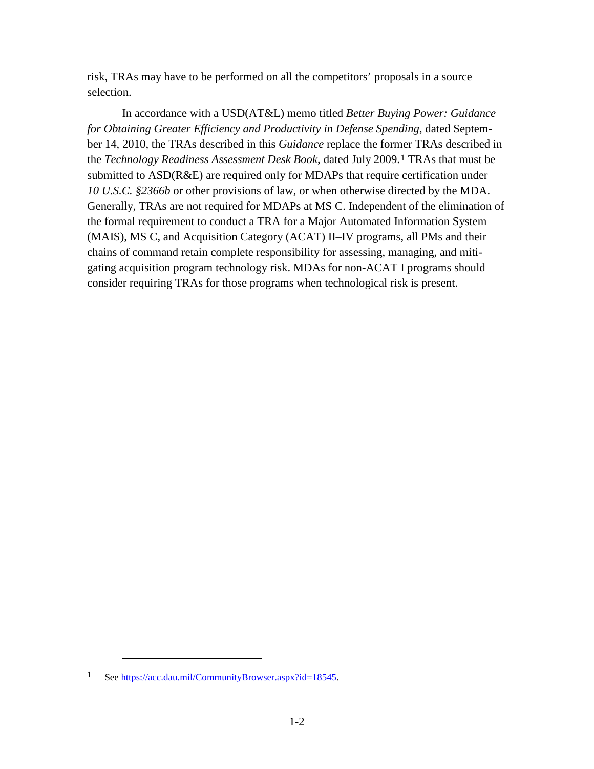risk, TRAs may have to be performed on all the competitors' proposals in a source selection.

In accordance with a USD(AT&L) memo titled *Better Buying Power: Guidance for Obtaining Greater Efficiency and Productivity in Defense Spending*, dated September 14, 2010, the TRAs described in this *Guidance* replace the former TRAs described in the *Technology Readiness Assessment Desk Book*, dated July 2009.[1] TRAs that must be submitted to ASD(R&E) are required only for MDAPs that require certification under *10 U.S.C. §2366b* or other provisions of law, or when otherwise directed by the MDA. Generally, TRAs are not required for MDAPs at MS C. Independent of the elimination of the formal requirement to conduct a TRA for a Major Automated Information System (MAIS), MS C, and Acquisition Category (ACAT) II–IV programs, all PMs and their chains of command retain complete responsibility for assessing, managing, and mitigating acquisition program technology risk. MDAs for non-ACAT I programs should consider requiring TRAs for those programs when technological risk is present.

---

[1] See https://acc.dau.mil/CommunityBrowser.aspx?id=18545.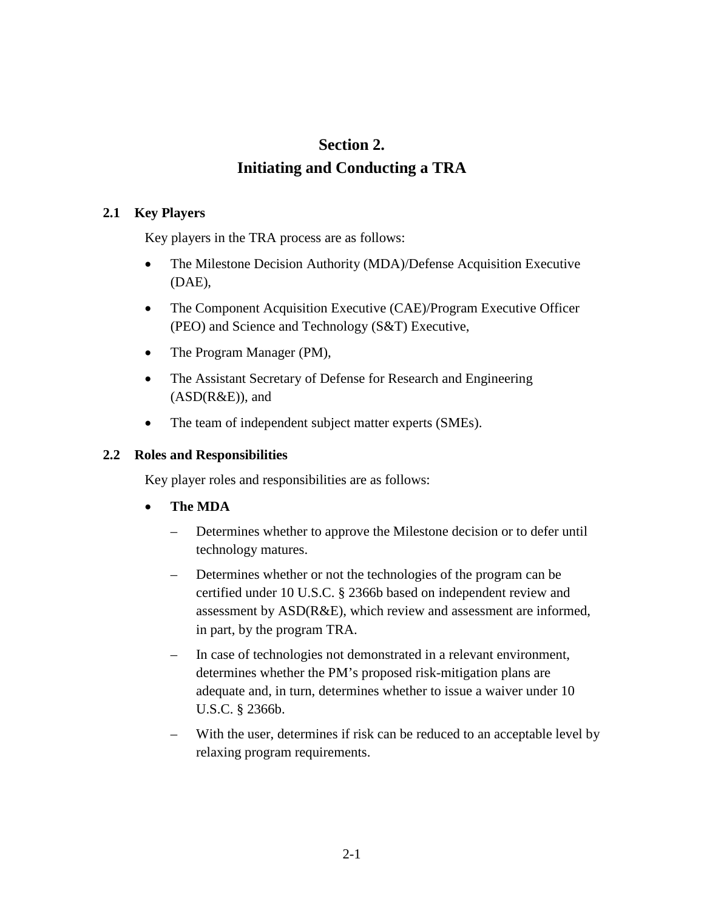# Section 2.
# Initiating and Conducting a TRA

## 2.1 Key Players

Key players in the TRA process are as follows:

- The Milestone Decision Authority (MDA)/Defense Acquisition Executive (DAE),
- The Component Acquisition Executive (CAE)/Program Executive Officer (PEO) and Science and Technology (S&T) Executive,
- The Program Manager (PM),
- The Assistant Secretary of Defense for Research and Engineering (ASD(R&E)), and
- The team of independent subject matter experts (SMEs).

## 2.2 Roles and Responsibilities

Key player roles and responsibilities are as follows:

- **The MDA**
  - Determines whether to approve the Milestone decision or to defer until technology matures.
  - Determines whether or not the technologies of the program can be certified under 10 U.S.C. § 2366b based on independent review and assessment by ASD(R&E), which review and assessment are informed, in part, by the program TRA.
  - In case of technologies not demonstrated in a relevant environment, determines whether the PM's proposed risk-mitigation plans are adequate and, in turn, determines whether to issue a waiver under 10 U.S.C. § 2366b.
  - With the user, determines if risk can be reduced to an acceptable level by relaxing program requirements.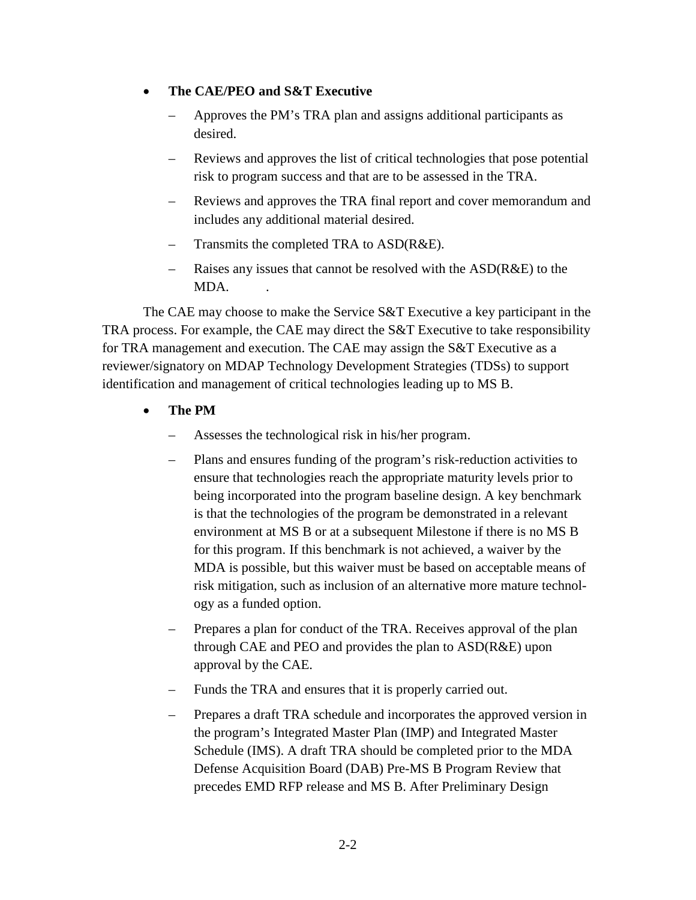- **The CAE/PEO and S&T Executive**
  - Approves the PM's TRA plan and assigns additional participants as desired.
  - Reviews and approves the list of critical technologies that pose potential risk to program success and that are to be assessed in the TRA.
  - Reviews and approves the TRA final report and cover memorandum and includes any additional material desired.
  - Transmits the completed TRA to ASD(R&E).
  - Raises any issues that cannot be resolved with the ASD(R&E) to the MDA.

The CAE may choose to make the Service S&T Executive a key participant in the TRA process. For example, the CAE may direct the S&T Executive to take responsibility for TRA management and execution. The CAE may assign the S&T Executive as a reviewer/signatory on MDAP Technology Development Strategies (TDSs) to support identification and management of critical technologies leading up to MS B.

- **The PM**
  - Assesses the technological risk in his/her program.
  - Plans and ensures funding of the program's risk-reduction activities to ensure that technologies reach the appropriate maturity levels prior to being incorporated into the program baseline design. A key benchmark is that the technologies of the program be demonstrated in a relevant environment at MS B or at a subsequent Milestone if there is no MS B for this program. If this benchmark is not achieved, a waiver by the MDA is possible, but this waiver must be based on acceptable means of risk mitigation, such as inclusion of an alternative more mature technology as a funded option.
  - Prepares a plan for conduct of the TRA. Receives approval of the plan through CAE and PEO and provides the plan to ASD(R&E) upon approval by the CAE.
  - Funds the TRA and ensures that it is properly carried out.
  - Prepares a draft TRA schedule and incorporates the approved version in the program's Integrated Master Plan (IMP) and Integrated Master Schedule (IMS). A draft TRA should be completed prior to the MDA Defense Acquisition Board (DAB) Pre-MS B Program Review that precedes EMD RFP release and MS B. After Preliminary Design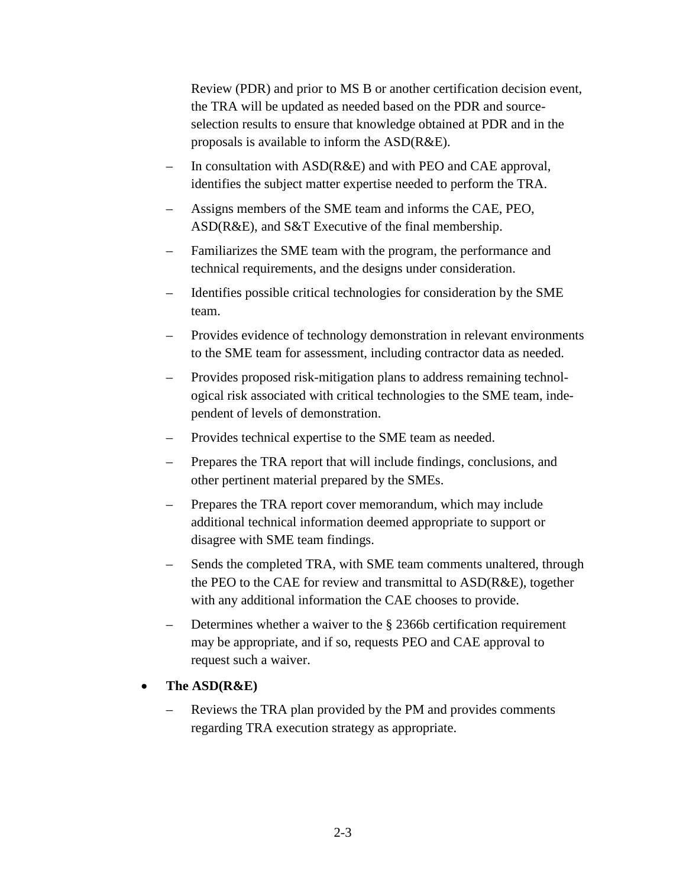Review (PDR) and prior to MS B or another certification decision event, the TRA will be updated as needed based on the PDR and source-selection results to ensure that knowledge obtained at PDR and in the proposals is available to inform the ASD(R&E).

  - In consultation with ASD(R&E) and with PEO and CAE approval, identifies the subject matter expertise needed to perform the TRA.
  - Assigns members of the SME team and informs the CAE, PEO, ASD(R&E), and S&T Executive of the final membership.
  - Familiarizes the SME team with the program, the performance and technical requirements, and the designs under consideration.
  - Identifies possible critical technologies for consideration by the SME team.
  - Provides evidence of technology demonstration in relevant environments to the SME team for assessment, including contractor data as needed.
  - Provides proposed risk-mitigation plans to address remaining technological risk associated with critical technologies to the SME team, independent of levels of demonstration.
  - Provides technical expertise to the SME team as needed.
  - Prepares the TRA report that will include findings, conclusions, and other pertinent material prepared by the SMEs.
  - Prepares the TRA report cover memorandum, which may include additional technical information deemed appropriate to support or disagree with SME team findings.
  - Sends the completed TRA, with SME team comments unaltered, through the PEO to the CAE for review and transmittal to ASD(R&E), together with any additional information the CAE chooses to provide.
  - Determines whether a waiver to the § 2366b certification requirement may be appropriate, and if so, requests PEO and CAE approval to request such a waiver.

- **The ASD(R&E)**
  - Reviews the TRA plan provided by the PM and provides comments regarding TRA execution strategy as appropriate.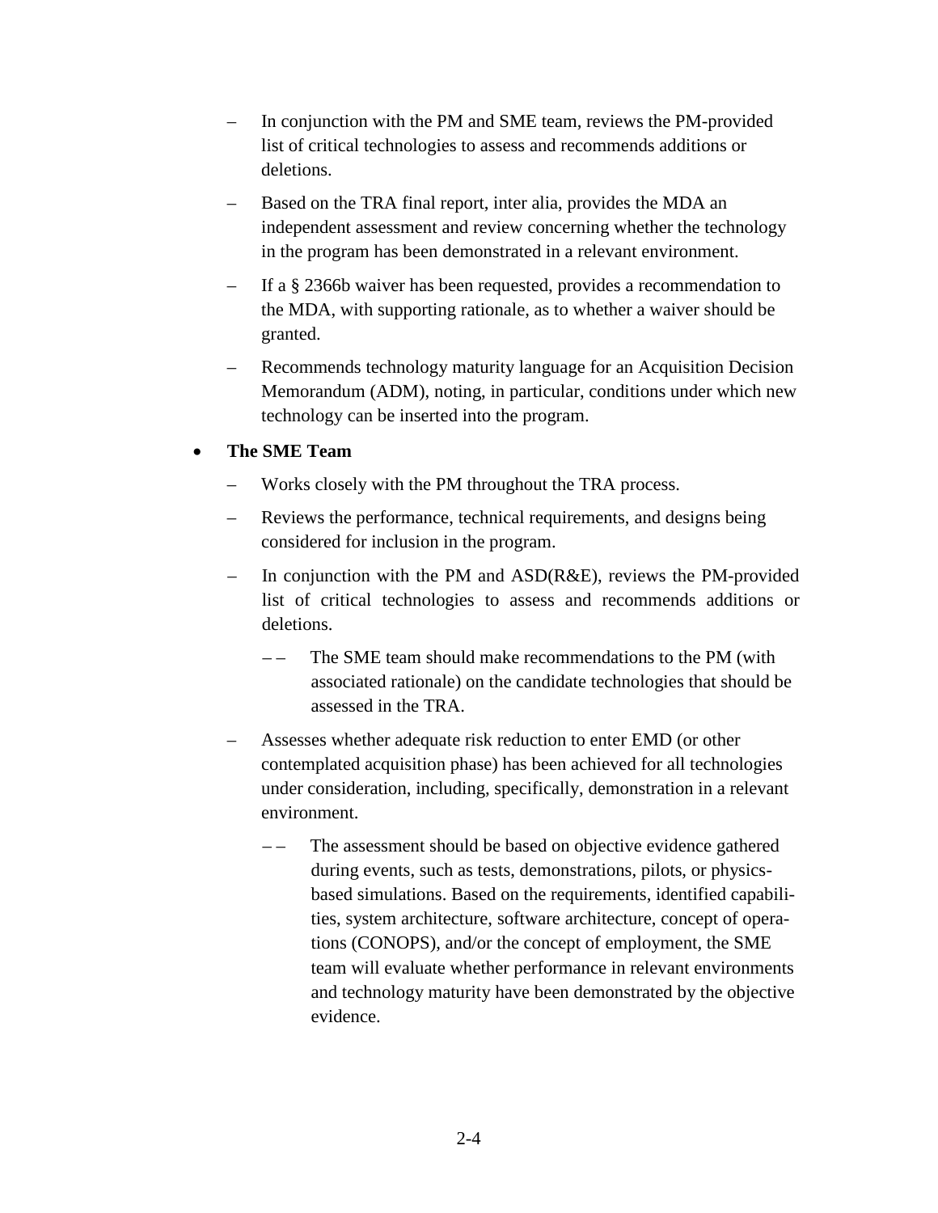- In conjunction with the PM and SME team, reviews the PM-provided list of critical technologies to assess and recommends additions or deletions.
  - Based on the TRA final report, inter alia, provides the MDA an independent assessment and review concerning whether the technology in the program has been demonstrated in a relevant environment.
  - If a § 2366b waiver has been requested, provides a recommendation to the MDA, with supporting rationale, as to whether a waiver should be granted.
  - Recommends technology maturity language for an Acquisition Decision Memorandum (ADM), noting, in particular, conditions under which new technology can be inserted into the program.

- **The SME Team**
  - Works closely with the PM throughout the TRA process.
  - Reviews the performance, technical requirements, and designs being considered for inclusion in the program.
  - In conjunction with the PM and ASD(R&E), reviews the PM-provided list of critical technologies to assess and recommends additions or deletions.
    - The SME team should make recommendations to the PM (with associated rationale) on the candidate technologies that should be assessed in the TRA.
  - Assesses whether adequate risk reduction to enter EMD (or other contemplated acquisition phase) has been achieved for all technologies under consideration, including, specifically, demonstration in a relevant environment.
    - The assessment should be based on objective evidence gathered during events, such as tests, demonstrations, pilots, or physics-based simulations. Based on the requirements, identified capabilities, system architecture, software architecture, concept of operations (CONOPS), and/or the concept of employment, the SME team will evaluate whether performance in relevant environments and technology maturity have been demonstrated by the objective evidence.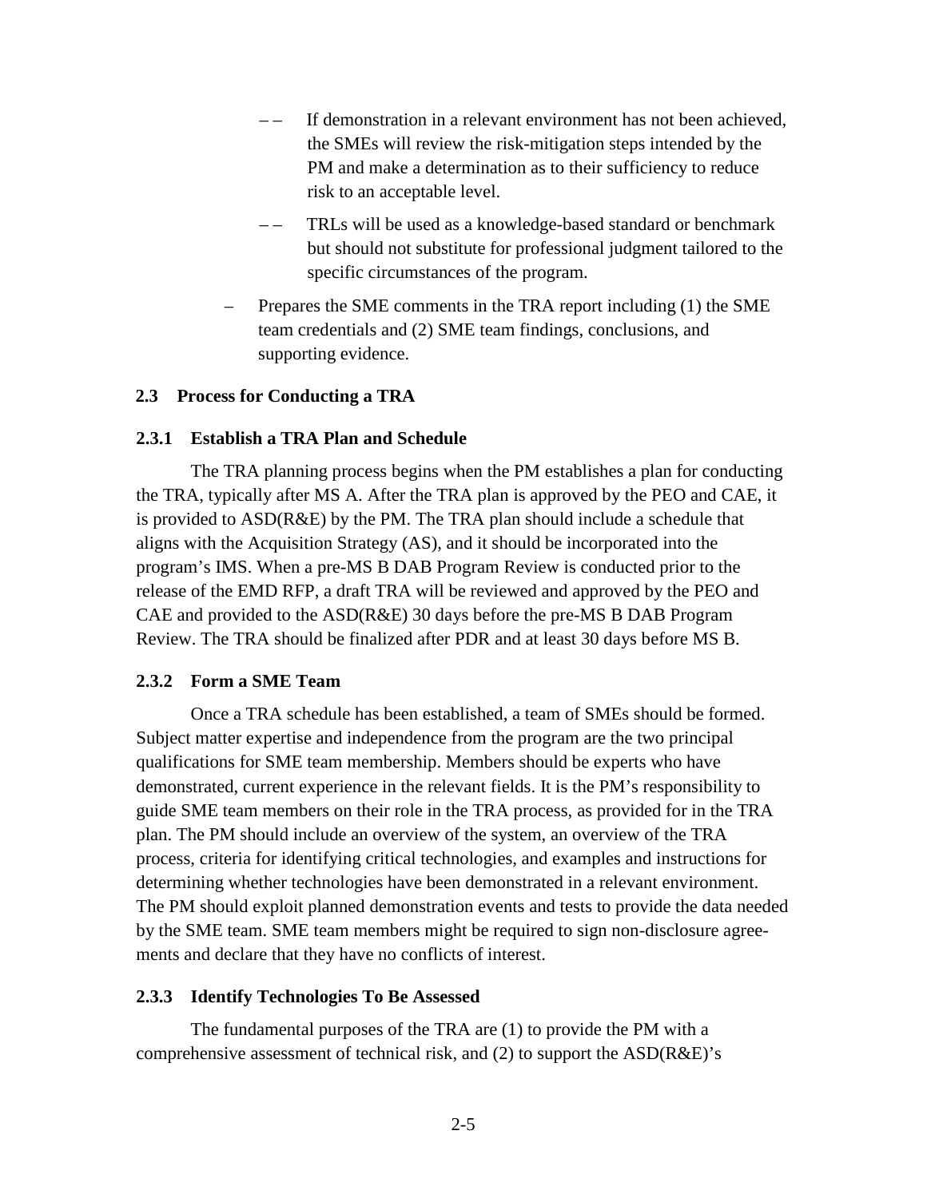- – – If demonstration in a relevant environment has not been achieved, the SMEs will review the risk-mitigation steps intended by the PM and make a determination as to their sufficiency to reduce risk to an acceptable level.
  - – – TRLs will be used as a knowledge-based standard or benchmark but should not substitute for professional judgment tailored to the specific circumstances of the program.
- – Prepares the SME comments in the TRA report including (1) the SME team credentials and (2) SME team findings, conclusions, and supporting evidence.

## 2.3 Process for Conducting a TRA

### 2.3.1 Establish a TRA Plan and Schedule

The TRA planning process begins when the PM establishes a plan for conducting the TRA, typically after MS A. After the TRA plan is approved by the PEO and CAE, it is provided to ASD(R&E) by the PM. The TRA plan should include a schedule that aligns with the Acquisition Strategy (AS), and it should be incorporated into the program's IMS. When a pre-MS B DAB Program Review is conducted prior to the release of the EMD RFP, a draft TRA will be reviewed and approved by the PEO and CAE and provided to the ASD(R&E) 30 days before the pre-MS B DAB Program Review. The TRA should be finalized after PDR and at least 30 days before MS B.

### 2.3.2 Form a SME Team

Once a TRA schedule has been established, a team of SMEs should be formed. Subject matter expertise and independence from the program are the two principal qualifications for SME team membership. Members should be experts who have demonstrated, current experience in the relevant fields. It is the PM's responsibility to guide SME team members on their role in the TRA process, as provided for in the TRA plan. The PM should include an overview of the system, an overview of the TRA process, criteria for identifying critical technologies, and examples and instructions for determining whether technologies have been demonstrated in a relevant environment. The PM should exploit planned demonstration events and tests to provide the data needed by the SME team. SME team members might be required to sign non-disclosure agreements and declare that they have no conflicts of interest.

### 2.3.3 Identify Technologies To Be Assessed

The fundamental purposes of the TRA are (1) to provide the PM with a comprehensive assessment of technical risk, and (2) to support the ASD(R&E)'s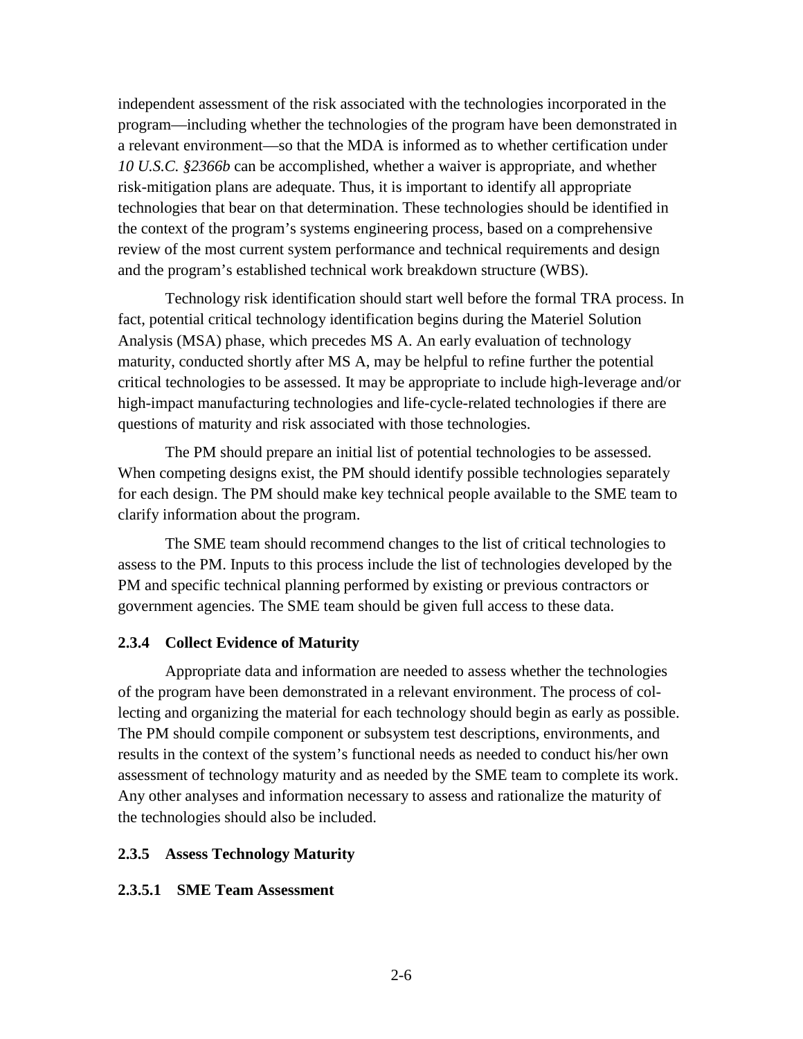independent assessment of the risk associated with the technologies incorporated in the program—including whether the technologies of the program have been demonstrated in a relevant environment—so that the MDA is informed as to whether certification under *10 U.S.C. §2366b* can be accomplished, whether a waiver is appropriate, and whether risk-mitigation plans are adequate. Thus, it is important to identify all appropriate technologies that bear on that determination. These technologies should be identified in the context of the program's systems engineering process, based on a comprehensive review of the most current system performance and technical requirements and design and the program's established technical work breakdown structure (WBS).

Technology risk identification should start well before the formal TRA process. In fact, potential critical technology identification begins during the Materiel Solution Analysis (MSA) phase, which precedes MS A. An early evaluation of technology maturity, conducted shortly after MS A, may be helpful to refine further the potential critical technologies to be assessed. It may be appropriate to include high-leverage and/or high-impact manufacturing technologies and life-cycle-related technologies if there are questions of maturity and risk associated with those technologies.

The PM should prepare an initial list of potential technologies to be assessed. When competing designs exist, the PM should identify possible technologies separately for each design. The PM should make key technical people available to the SME team to clarify information about the program.

The SME team should recommend changes to the list of critical technologies to assess to the PM. Inputs to this process include the list of technologies developed by the PM and specific technical planning performed by existing or previous contractors or government agencies. The SME team should be given full access to these data.

### 2.3.4 Collect Evidence of Maturity

Appropriate data and information are needed to assess whether the technologies of the program have been demonstrated in a relevant environment. The process of collecting and organizing the material for each technology should begin as early as possible. The PM should compile component or subsystem test descriptions, environments, and results in the context of the system's functional needs as needed to conduct his/her own assessment of technology maturity and as needed by the SME team to complete its work. Any other analyses and information necessary to assess and rationalize the maturity of the technologies should also be included.

### 2.3.5 Assess Technology Maturity

#### 2.3.5.1 SME Team Assessment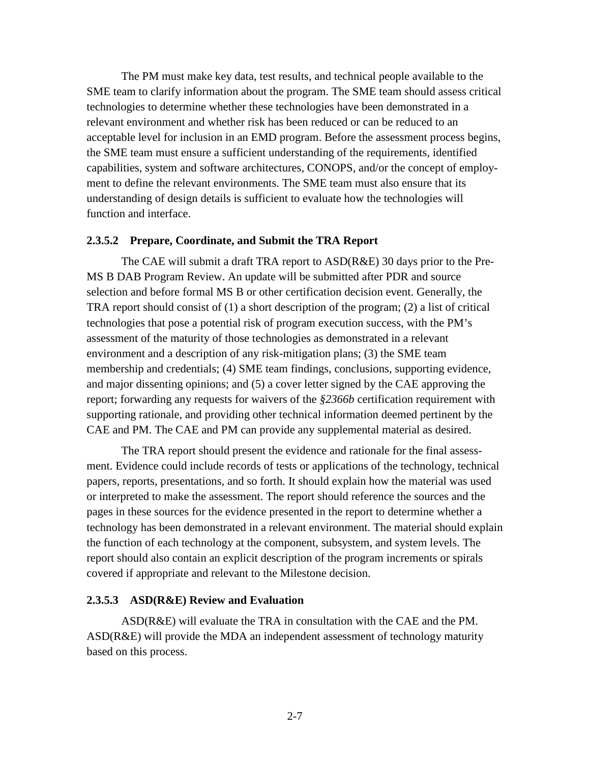The PM must make key data, test results, and technical people available to the SME team to clarify information about the program. The SME team should assess critical technologies to determine whether these technologies have been demonstrated in a relevant environment and whether risk has been reduced or can be reduced to an acceptable level for inclusion in an EMD program. Before the assessment process begins, the SME team must ensure a sufficient understanding of the requirements, identified capabilities, system and software architectures, CONOPS, and/or the concept of employment to define the relevant environments. The SME team must also ensure that its understanding of design details is sufficient to evaluate how the technologies will function and interface.

#### 2.3.5.2 Prepare, Coordinate, and Submit the TRA Report

The CAE will submit a draft TRA report to ASD(R&E) 30 days prior to the Pre-MS B DAB Program Review. An update will be submitted after PDR and source selection and before formal MS B or other certification decision event. Generally, the TRA report should consist of (1) a short description of the program; (2) a list of critical technologies that pose a potential risk of program execution success, with the PM's assessment of the maturity of those technologies as demonstrated in a relevant environment and a description of any risk-mitigation plans; (3) the SME team membership and credentials; (4) SME team findings, conclusions, supporting evidence, and major dissenting opinions; and (5) a cover letter signed by the CAE approving the report; forwarding any requests for waivers of the *§2366b* certification requirement with supporting rationale, and providing other technical information deemed pertinent by the CAE and PM. The CAE and PM can provide any supplemental material as desired.

The TRA report should present the evidence and rationale for the final assessment. Evidence could include records of tests or applications of the technology, technical papers, reports, presentations, and so forth. It should explain how the material was used or interpreted to make the assessment. The report should reference the sources and the pages in these sources for the evidence presented in the report to determine whether a technology has been demonstrated in a relevant environment. The material should explain the function of each technology at the component, subsystem, and system levels. The report should also contain an explicit description of the program increments or spirals covered if appropriate and relevant to the Milestone decision.

#### 2.3.5.3 ASD(R&E) Review and Evaluation

ASD(R&E) will evaluate the TRA in consultation with the CAE and the PM. ASD(R&E) will provide the MDA an independent assessment of technology maturity based on this process.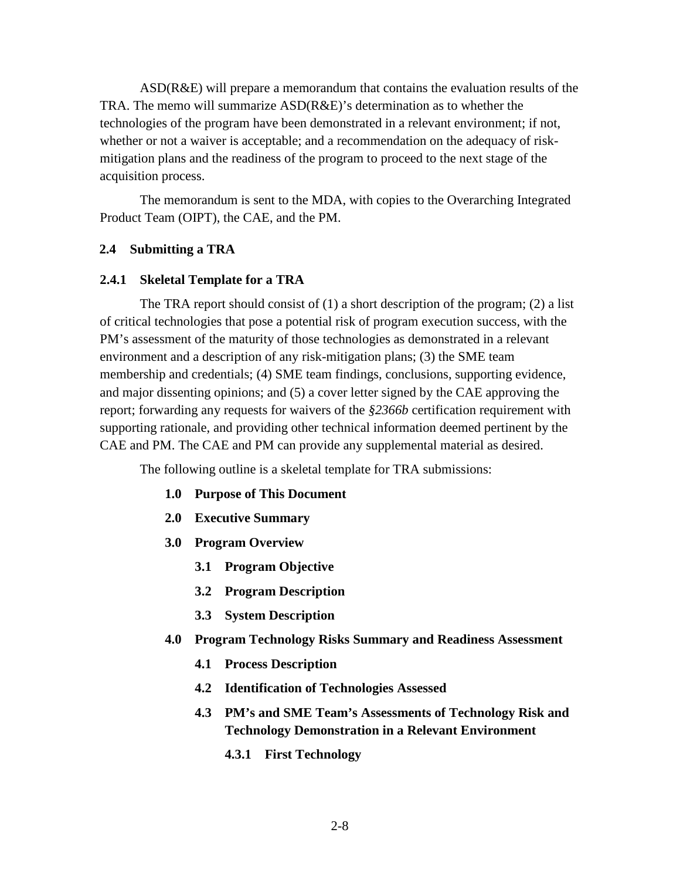ASD(R&E) will prepare a memorandum that contains the evaluation results of the TRA. The memo will summarize ASD(R&E)'s determination as to whether the technologies of the program have been demonstrated in a relevant environment; if not, whether or not a waiver is acceptable; and a recommendation on the adequacy of risk-mitigation plans and the readiness of the program to proceed to the next stage of the acquisition process.

The memorandum is sent to the MDA, with copies to the Overarching Integrated Product Team (OIPT), the CAE, and the PM.

## 2.4 Submitting a TRA

### 2.4.1 Skeletal Template for a TRA

The TRA report should consist of (1) a short description of the program; (2) a list of critical technologies that pose a potential risk of program execution success, with the PM's assessment of the maturity of those technologies as demonstrated in a relevant environment and a description of any risk-mitigation plans; (3) the SME team membership and credentials; (4) SME team findings, conclusions, supporting evidence, and major dissenting opinions; and (5) a cover letter signed by the CAE approving the report; forwarding any requests for waivers of the *§2366b* certification requirement with supporting rationale, and providing other technical information deemed pertinent by the CAE and PM. The CAE and PM can provide any supplemental material as desired.

The following outline is a skeletal template for TRA submissions:

- **1.0 Purpose of This Document**
- **2.0 Executive Summary**
- **3.0 Program Overview**
  - **3.1 Program Objective**
  - **3.2 Program Description**
  - **3.3 System Description**
- **4.0 Program Technology Risks Summary and Readiness Assessment**
  - **4.1 Process Description**
  - **4.2 Identification of Technologies Assessed**
  - **4.3 PM's and SME Team's Assessments of Technology Risk and Technology Demonstration in a Relevant Environment**
    - **4.3.1 First Technology**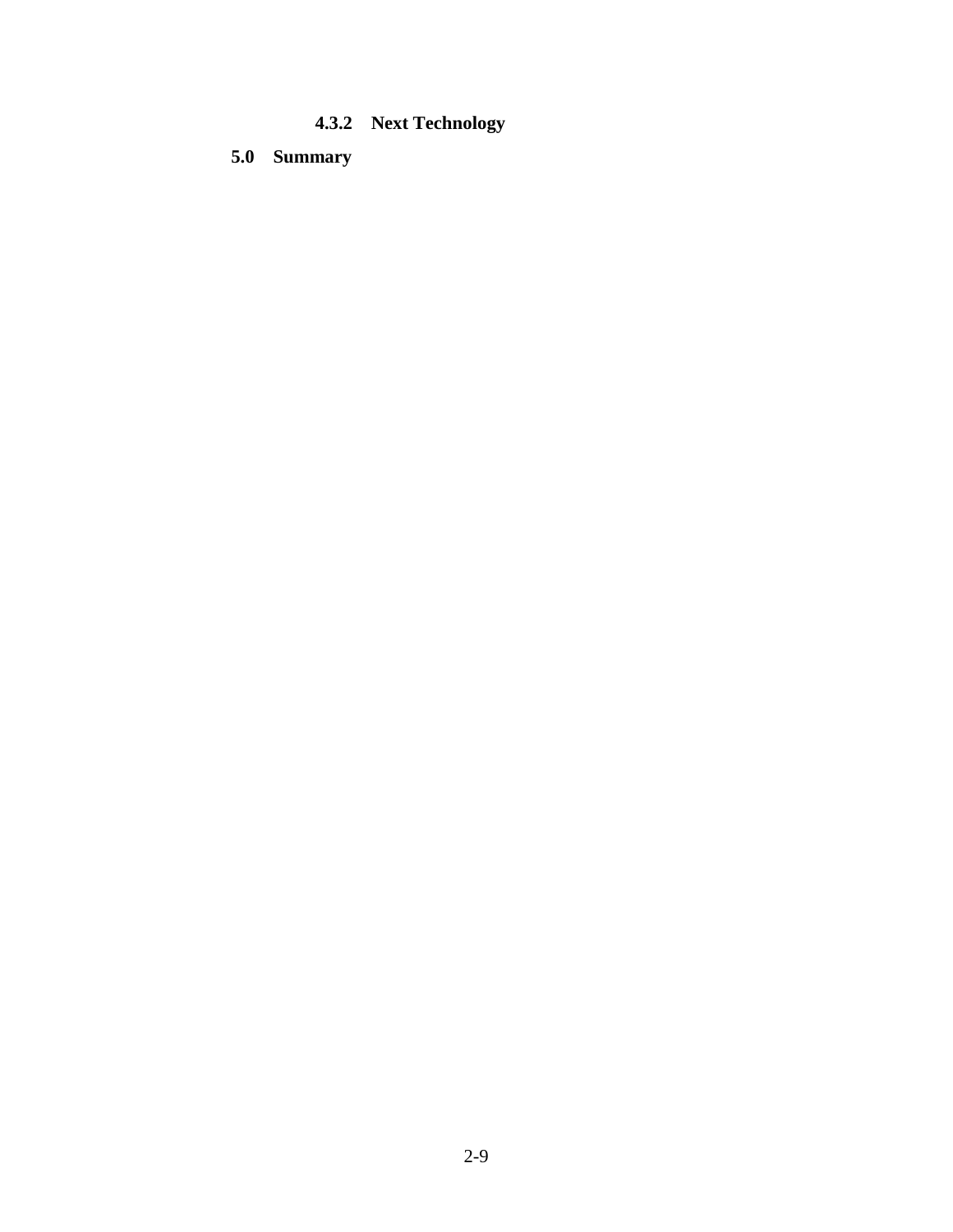#### 4.3.2 Next Technology

## 5.0 Summary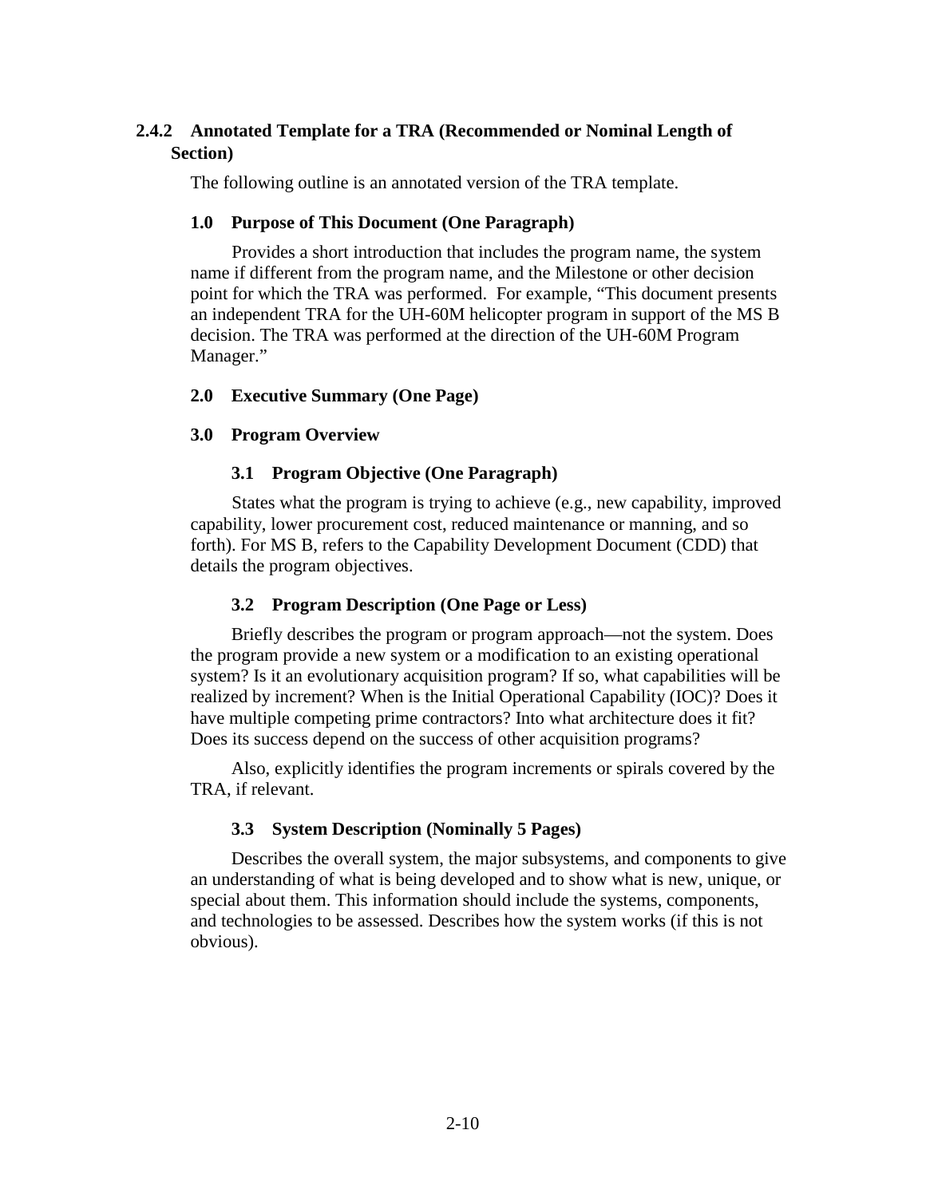### 2.4.2 Annotated Template for a TRA (Recommended or Nominal Length of Section)

The following outline is an annotated version of the TRA template.

#### 1.0 Purpose of This Document (One Paragraph)

Provides a short introduction that includes the program name, the system name if different from the program name, and the Milestone or other decision point for which the TRA was performed. For example, "This document presents an independent TRA for the UH-60M helicopter program in support of the MS B decision. The TRA was performed at the direction of the UH-60M Program Manager."

#### 2.0 Executive Summary (One Page)

#### 3.0 Program Overview

##### 3.1 Program Objective (One Paragraph)

States what the program is trying to achieve (e.g., new capability, improved capability, lower procurement cost, reduced maintenance or manning, and so forth). For MS B, refers to the Capability Development Document (CDD) that details the program objectives.

##### 3.2 Program Description (One Page or Less)

Briefly describes the program or program approach—not the system. Does the program provide a new system or a modification to an existing operational system? Is it an evolutionary acquisition program? If so, what capabilities will be realized by increment? When is the Initial Operational Capability (IOC)? Does it have multiple competing prime contractors? Into what architecture does it fit? Does its success depend on the success of other acquisition programs?

Also, explicitly identifies the program increments or spirals covered by the TRA, if relevant.

##### 3.3 System Description (Nominally 5 Pages)

Describes the overall system, the major subsystems, and components to give an understanding of what is being developed and to show what is new, unique, or special about them. This information should include the systems, components, and technologies to be assessed. Describes how the system works (if this is not obvious).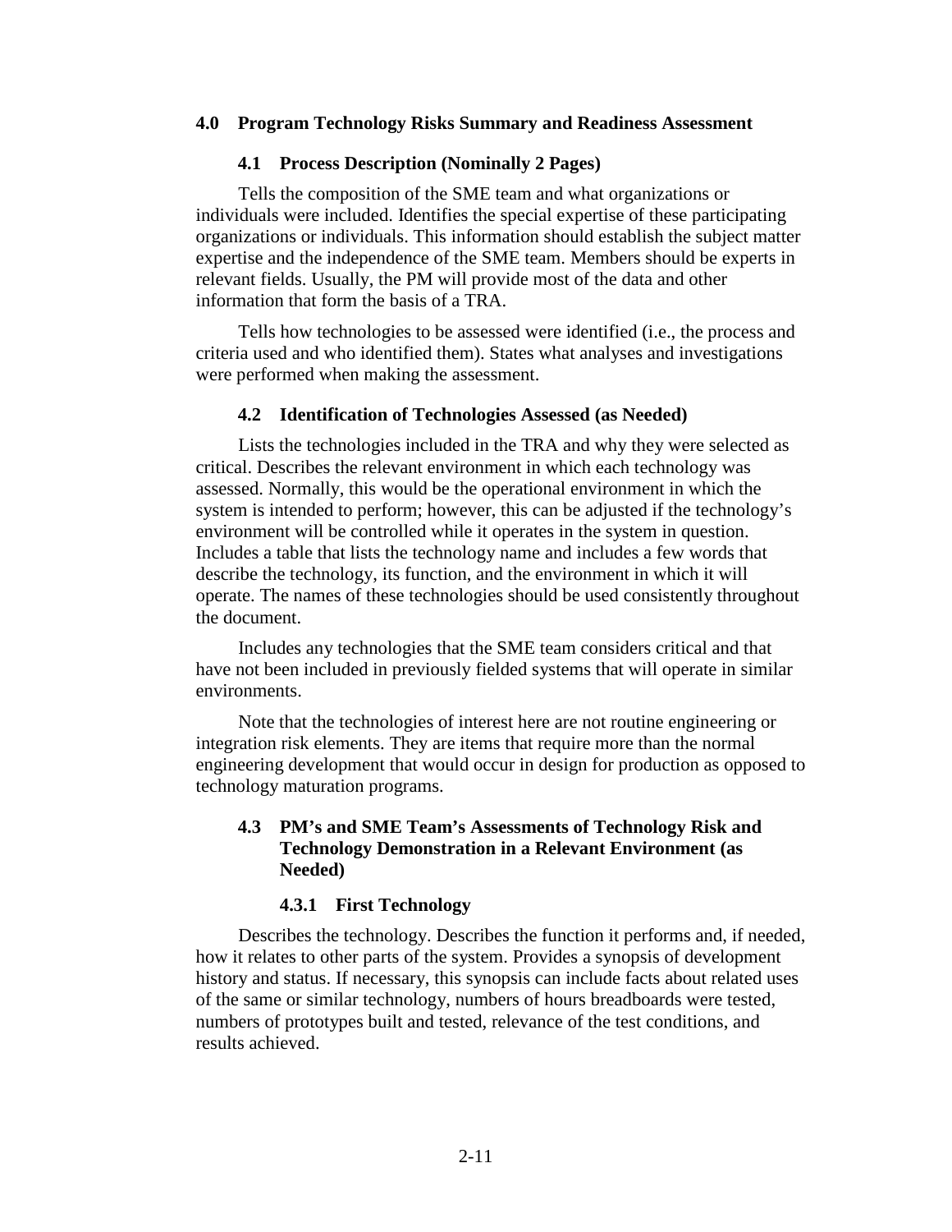## 4.0 Program Technology Risks Summary and Readiness Assessment

### 4.1 Process Description (Nominally 2 Pages)

Tells the composition of the SME team and what organizations or individuals were included. Identifies the special expertise of these participating organizations or individuals. This information should establish the subject matter expertise and the independence of the SME team. Members should be experts in relevant fields. Usually, the PM will provide most of the data and other information that form the basis of a TRA.

Tells how technologies to be assessed were identified (i.e., the process and criteria used and who identified them). States what analyses and investigations were performed when making the assessment.

### 4.2 Identification of Technologies Assessed (as Needed)

Lists the technologies included in the TRA and why they were selected as critical. Describes the relevant environment in which each technology was assessed. Normally, this would be the operational environment in which the system is intended to perform; however, this can be adjusted if the technology's environment will be controlled while it operates in the system in question. Includes a table that lists the technology name and includes a few words that describe the technology, its function, and the environment in which it will operate. The names of these technologies should be used consistently throughout the document.

Includes any technologies that the SME team considers critical and that have not been included in previously fielded systems that will operate in similar environments.

Note that the technologies of interest here are not routine engineering or integration risk elements. They are items that require more than the normal engineering development that would occur in design for production as opposed to technology maturation programs.

### 4.3 PM's and SME Team's Assessments of Technology Risk and Technology Demonstration in a Relevant Environment (as Needed)

#### 4.3.1 First Technology

Describes the technology. Describes the function it performs and, if needed, how it relates to other parts of the system. Provides a synopsis of development history and status. If necessary, this synopsis can include facts about related uses of the same or similar technology, numbers of hours breadboards were tested, numbers of prototypes built and tested, relevance of the test conditions, and results achieved.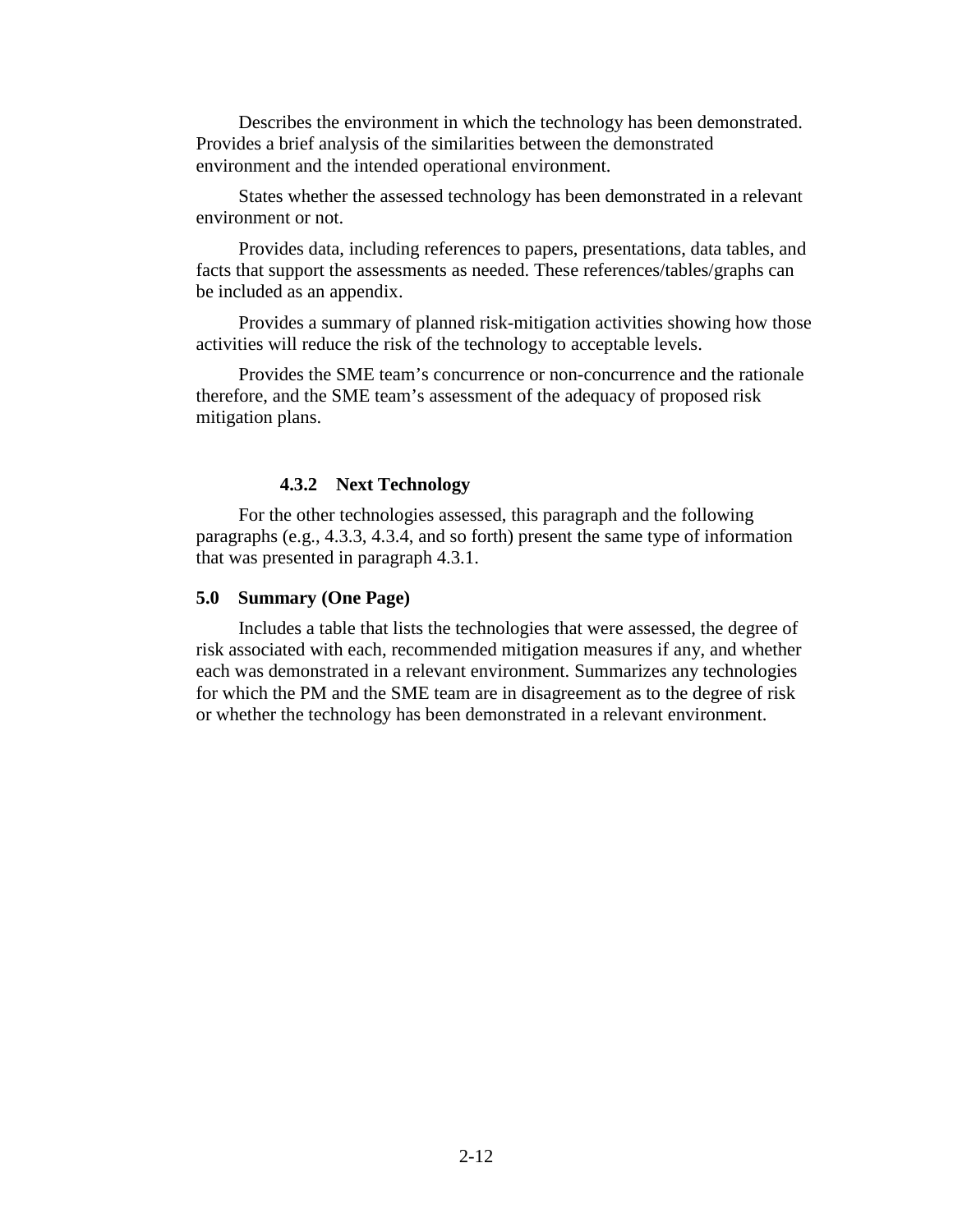Describes the environment in which the technology has been demonstrated. Provides a brief analysis of the similarities between the demonstrated environment and the intended operational environment.

States whether the assessed technology has been demonstrated in a relevant environment or not.

Provides data, including references to papers, presentations, data tables, and facts that support the assessments as needed. These references/tables/graphs can be included as an appendix.

Provides a summary of planned risk-mitigation activities showing how those activities will reduce the risk of the technology to acceptable levels.

Provides the SME team's concurrence or non-concurrence and the rationale therefore, and the SME team's assessment of the adequacy of proposed risk mitigation plans.

#### 4.3.2 Next Technology

For the other technologies assessed, this paragraph and the following paragraphs (e.g., 4.3.3, 4.3.4, and so forth) present the same type of information that was presented in paragraph 4.3.1.

## 5.0 Summary (One Page)

Includes a table that lists the technologies that were assessed, the degree of risk associated with each, recommended mitigation measures if any, and whether each was demonstrated in a relevant environment. Summarizes any technologies for which the PM and the SME team are in disagreement as to the degree of risk or whether the technology has been demonstrated in a relevant environment.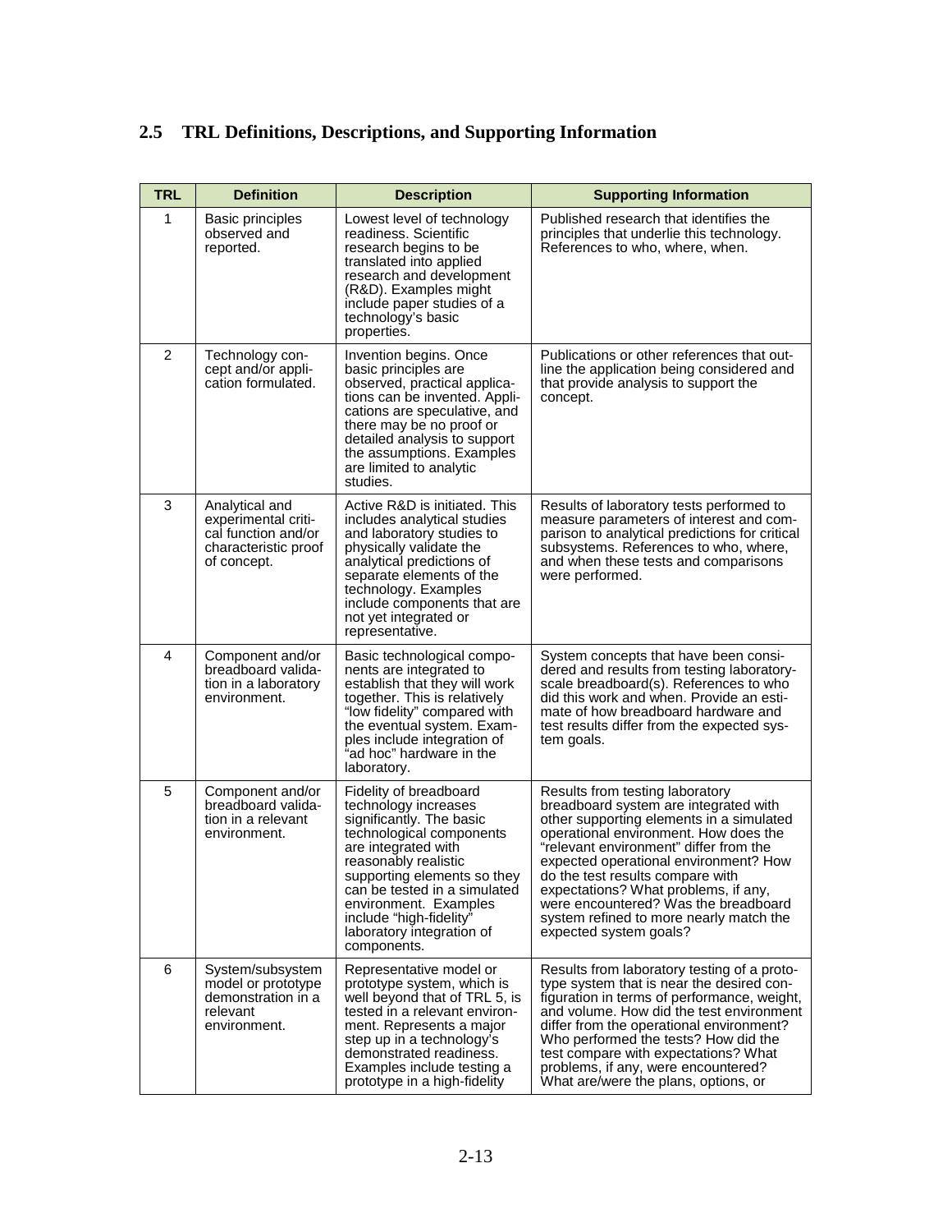## 2.5 TRL Definitions, Descriptions, and Supporting Information

| TRL | Definition | Description | Supporting Information |
|---|---|---|---|
| 1 | Basic principles observed and reported. | Lowest level of technology readiness. Scientific research begins to be translated into applied research and development (R&D). Examples might include paper studies of a technology's basic properties. | Published research that identifies the principles that underlie this technology. References to who, where, when. |
| 2 | Technology concept and/or application formulated. | Invention begins. Once basic principles are observed, practical applications can be invented. Applications are speculative, and there may be no proof or detailed analysis to support the assumptions. Examples are limited to analytic studies. | Publications or other references that outline the application being considered and that provide analysis to support the concept. |
| 3 | Analytical and experimental critical function and/or characteristic proof of concept. | Active R&D is initiated. This includes analytical studies and laboratory studies to physically validate the analytical predictions of separate elements of the technology. Examples include components that are not yet integrated or representative. | Results of laboratory tests performed to measure parameters of interest and comparison to analytical predictions for critical subsystems. References to who, where, and when these tests and comparisons were performed. |
| 4 | Component and/or breadboard validation in a laboratory environment. | Basic technological components are integrated to establish that they will work together. This is relatively "low fidelity" compared with the eventual system. Examples include integration of "ad hoc" hardware in the laboratory. | System concepts that have been considered and results from testing laboratory-scale breadboard(s). References to who did this work and when. Provide an estimate of how breadboard hardware and test results differ from the expected system goals. |
| 5 | Component and/or breadboard validation in a relevant environment. | Fidelity of breadboard technology increases significantly. The basic technological components are integrated with reasonably realistic supporting elements so they can be tested in a simulated environment. Examples include "high-fidelity" laboratory integration of components. | Results from testing laboratory breadboard system are integrated with other supporting elements in a simulated operational environment. How does the "relevant environment" differ from the expected operational environment? How do the test results compare with expectations? What problems, if any, were encountered? Was the breadboard system refined to more nearly match the expected system goals? |
| 6 | System/subsystem model or prototype demonstration in a relevant environment. | Representative model or prototype system, which is well beyond that of TRL 5, is tested in a relevant environment. Represents a major step up in a technology's demonstrated readiness. Examples include testing a prototype in a high-fidelity | Results from laboratory testing of a prototype system that is near the desired configuration in terms of performance, weight, and volume. How did the test environment differ from the operational environment? Who performed the tests? How did the test compare with expectations? What problems, if any, were encountered? What are/were the plans, options, or |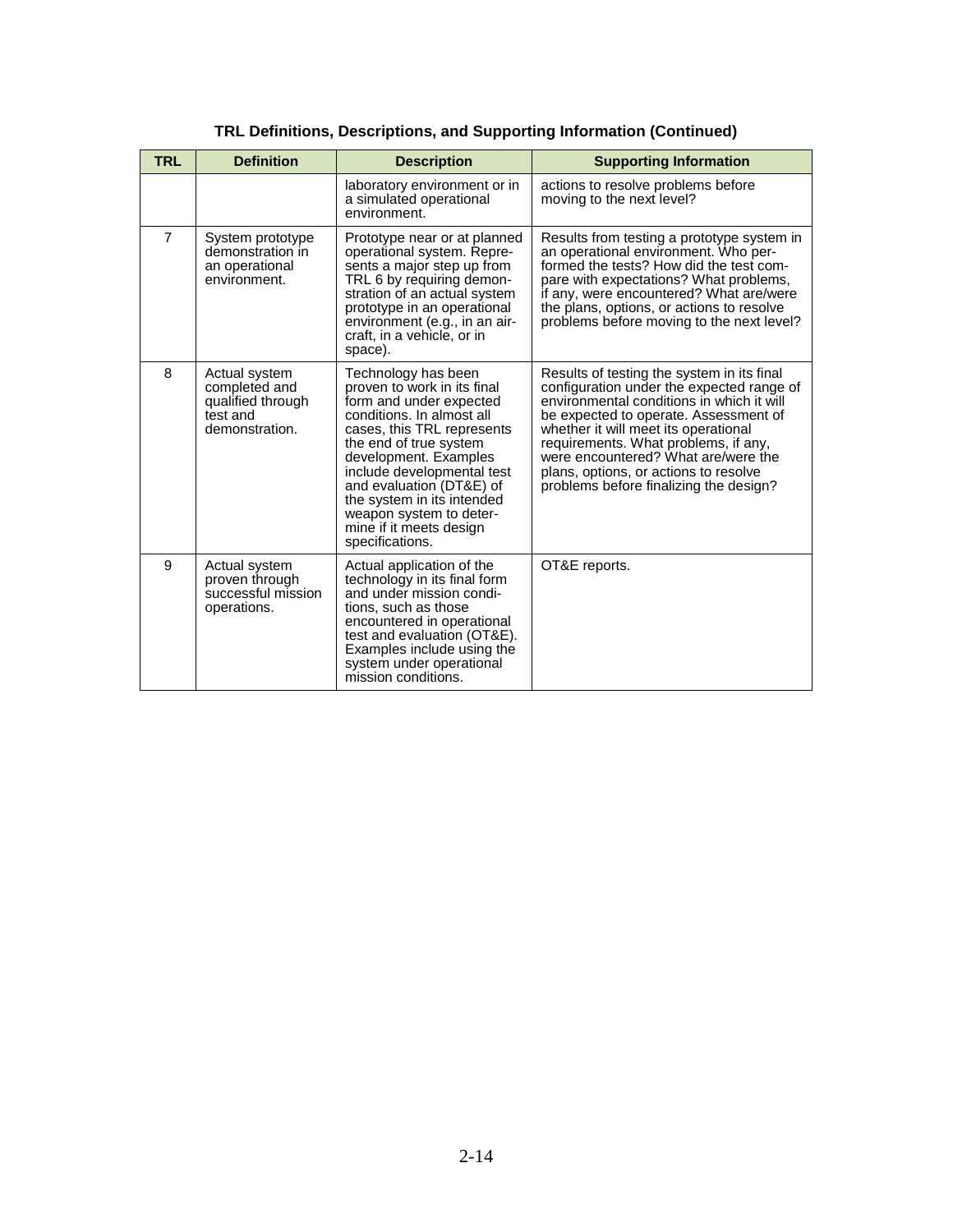**TRL Definitions, Descriptions, and Supporting Information (Continued)**

| TRL | Definition | Description | Supporting Information |
|---|---|---|---|
| | | laboratory environment or in a simulated operational environment. | actions to resolve problems before moving to the next level? |
| 7 | System prototype demonstration in an operational environment. | Prototype near or at planned operational system. Represents a major step up from TRL 6 by requiring demonstration of an actual system prototype in an operational environment (e.g., in an aircraft, in a vehicle, or in space). | Results from testing a prototype system in an operational environment. Who performed the tests? How did the test compare with expectations? What problems, if any, were encountered? What are/were the plans, options, or actions to resolve problems before moving to the next level? |
| 8 | Actual system completed and qualified through test and demonstration. | Technology has been proven to work in its final form and under expected conditions. In almost all cases, this TRL represents the end of true system development. Examples include developmental test and evaluation (DT&E) of the system in its intended weapon system to determine if it meets design specifications. | Results of testing the system in its final configuration under the expected range of environmental conditions in which it will be expected to operate. Assessment of whether it will meet its operational requirements. What problems, if any, were encountered? What are/were the plans, options, or actions to resolve problems before finalizing the design? |
| 9 | Actual system proven through successful mission operations. | Actual application of the technology in its final form and under mission conditions, such as those encountered in operational test and evaluation (OT&E). Examples include using the system under operational mission conditions. | OT&E reports. |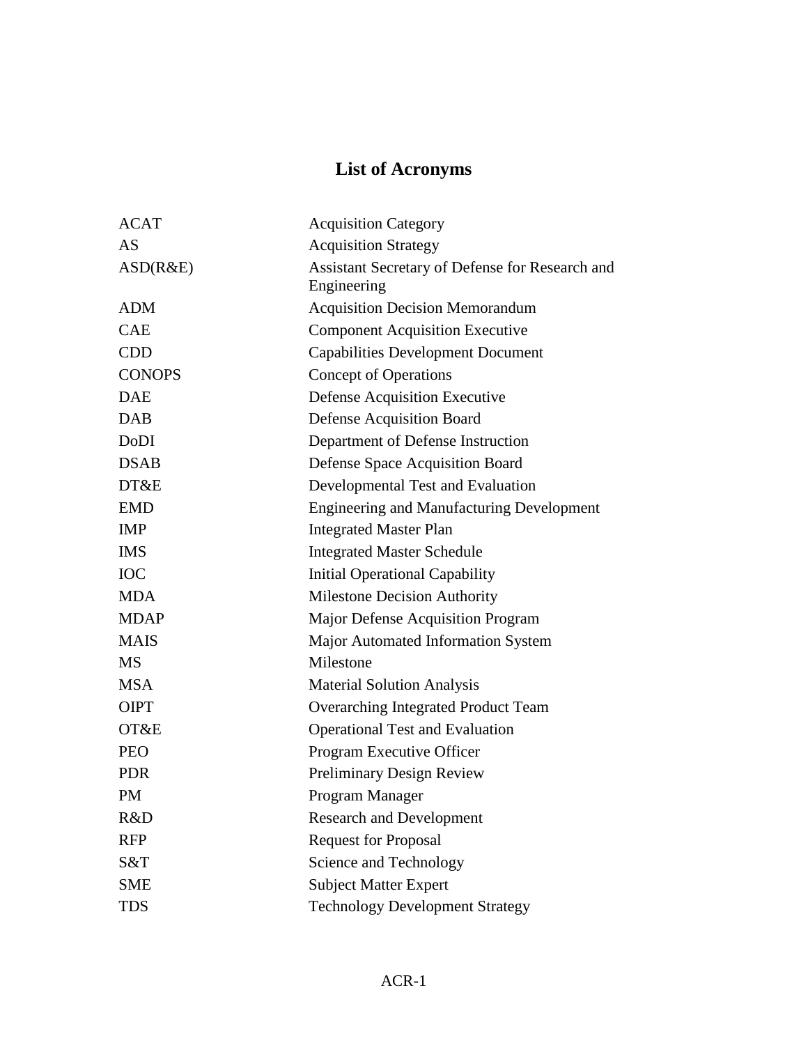# List of Acronyms

| | |
|---|---|
| ACAT | Acquisition Category |
| AS | Acquisition Strategy |
| ASD(R&E) | Assistant Secretary of Defense for Research and Engineering |
| ADM | Acquisition Decision Memorandum |
| CAE | Component Acquisition Executive |
| CDD | Capabilities Development Document |
| CONOPS | Concept of Operations |
| DAE | Defense Acquisition Executive |
| DAB | Defense Acquisition Board |
| DoDI | Department of Defense Instruction |
| DSAB | Defense Space Acquisition Board |
| DT&E | Developmental Test and Evaluation |
| EMD | Engineering and Manufacturing Development |
| IMP | Integrated Master Plan |
| IMS | Integrated Master Schedule |
| IOC | Initial Operational Capability |
| MDA | Milestone Decision Authority |
| MDAP | Major Defense Acquisition Program |
| MAIS | Major Automated Information System |
| MS | Milestone |
| MSA | Material Solution Analysis |
| OIPT | Overarching Integrated Product Team |
| OT&E | Operational Test and Evaluation |
| PEO | Program Executive Officer |
| PDR | Preliminary Design Review |
| PM | Program Manager |
| R&D | Research and Development |
| RFP | Request for Proposal |
| S&T | Science and Technology |
| SME | Subject Matter Expert |
| TDS | Technology Development Strategy |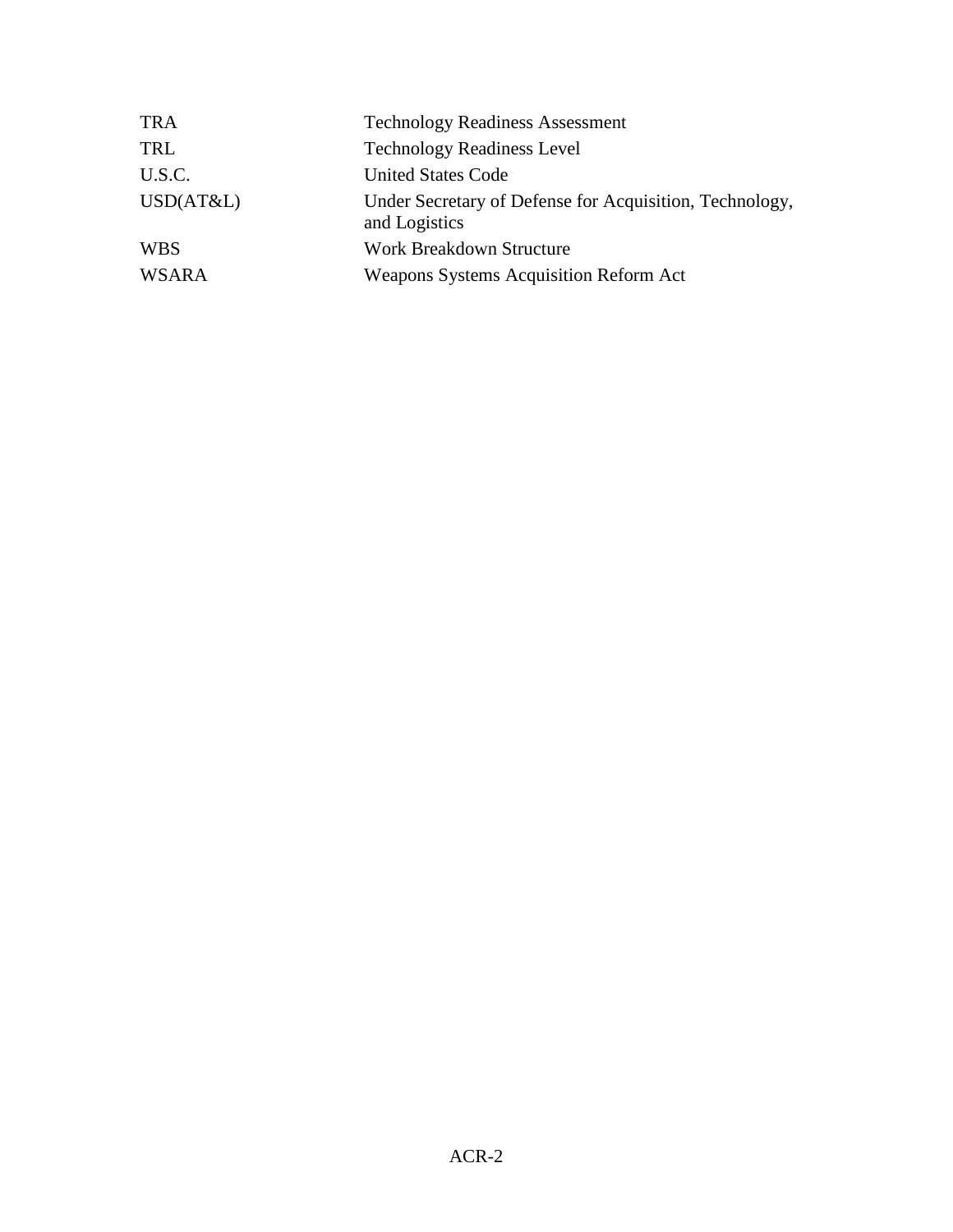| | |
|---|---|
| TRA | Technology Readiness Assessment |
| TRL | Technology Readiness Level |
| U.S.C. | United States Code |
| USD(AT&L) | Under Secretary of Defense for Acquisition, Technology, and Logistics |
| WBS | Work Breakdown Structure |
| WSARA | Weapons Systems Acquisition Reform Act |